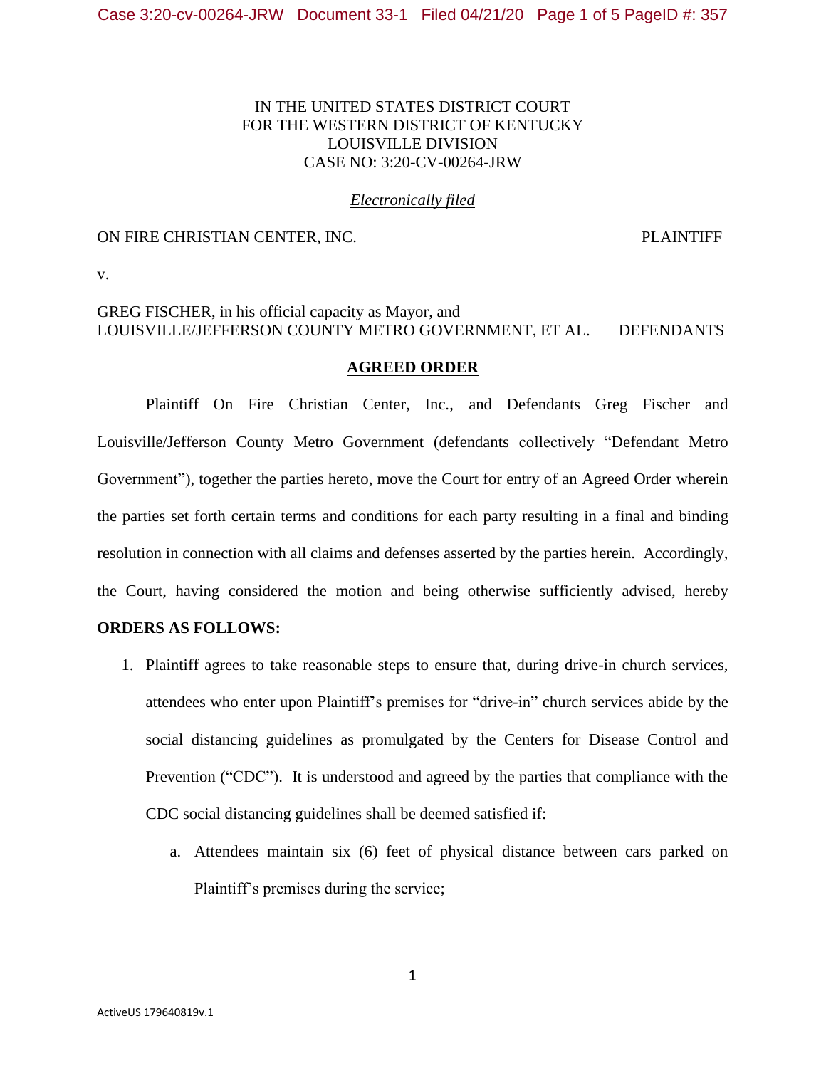IN THE UNITED STATES DISTRICT COURT
FOR THE WESTERN DISTRICT OF KENTUCKY
LOUISVILLE DIVISION
CASE NO: 3:20-CV-00264-JRW

*Electronically filed*

ON FIRE CHRISTIAN CENTER, INC. PLAINTIFF

v.

GREG FISCHER, in his official capacity as Mayor, and
LOUISVILLE/JEFFERSON COUNTY METRO GOVERNMENT, ET AL. DEFENDANTS

**AGREED ORDER**

Plaintiff On Fire Christian Center, Inc., and Defendants Greg Fischer and Louisville/Jefferson County Metro Government (defendants collectively "Defendant Metro Government"), together the parties hereto, move the Court for entry of an Agreed Order wherein the parties set forth certain terms and conditions for each party resulting in a final and binding resolution in connection with all claims and defenses asserted by the parties herein. Accordingly, the Court, having considered the motion and being otherwise sufficiently advised, hereby **ORDERS AS FOLLOWS:**

1. Plaintiff agrees to take reasonable steps to ensure that, during drive-in church services, attendees who enter upon Plaintiff's premises for "drive-in" church services abide by the social distancing guidelines as promulgated by the Centers for Disease Control and Prevention ("CDC"). It is understood and agreed by the parties that compliance with the CDC social distancing guidelines shall be deemed satisfied if:
   a. Attendees maintain six (6) feet of physical distance between cars parked on Plaintiff's premises during the service;

ActiveUS 179640819v.1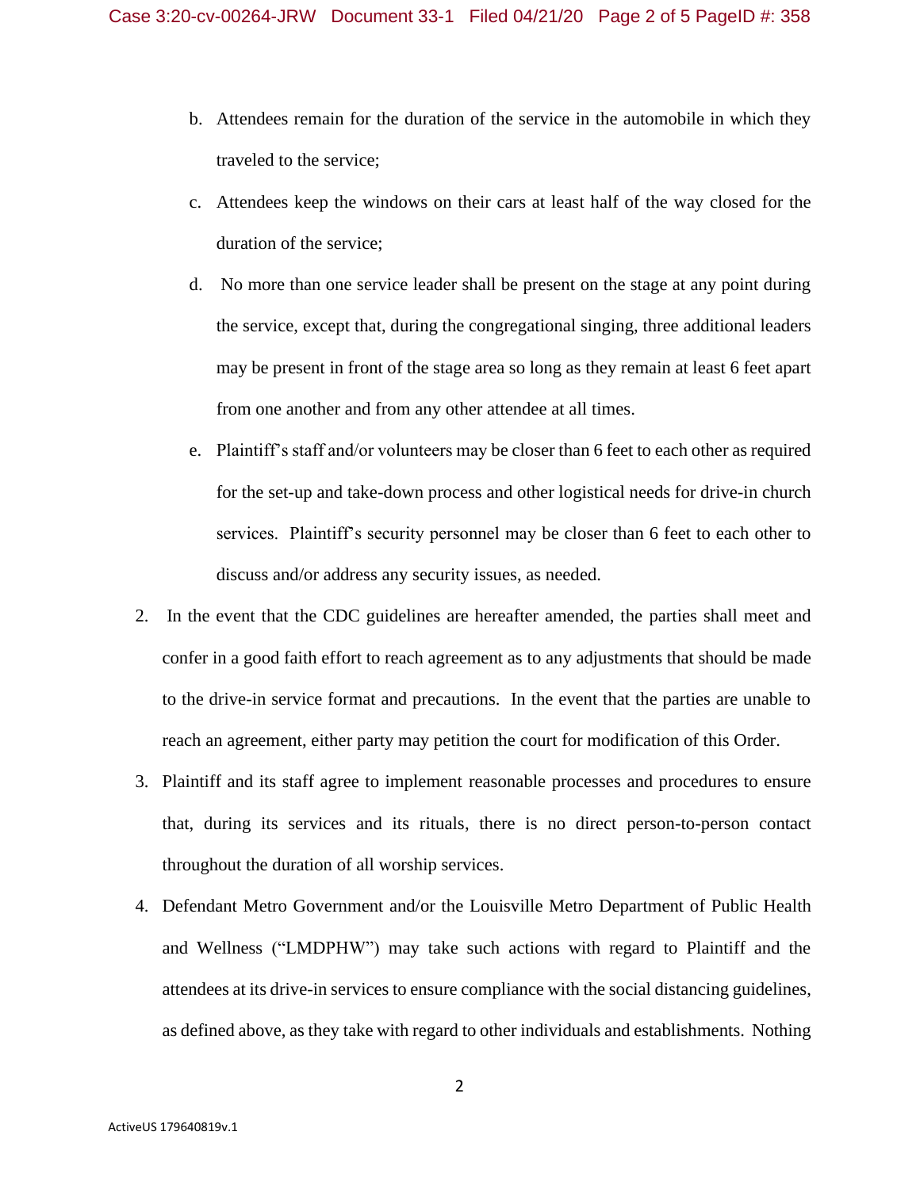b. Attendees remain for the duration of the service in the automobile in which they traveled to the service;

c. Attendees keep the windows on their cars at least half of the way closed for the duration of the service;

d. No more than one service leader shall be present on the stage at any point during the service, except that, during the congregational singing, three additional leaders may be present in front of the stage area so long as they remain at least 6 feet apart from one another and from any other attendee at all times.

e. Plaintiff's staff and/or volunteers may be closer than 6 feet to each other as required for the set-up and take-down process and other logistical needs for drive-in church services. Plaintiff's security personnel may be closer than 6 feet to each other to discuss and/or address any security issues, as needed.

2. In the event that the CDC guidelines are hereafter amended, the parties shall meet and confer in a good faith effort to reach agreement as to any adjustments that should be made to the drive-in service format and precautions. In the event that the parties are unable to reach an agreement, either party may petition the court for modification of this Order.

3. Plaintiff and its staff agree to implement reasonable processes and procedures to ensure that, during its services and its rituals, there is no direct person-to-person contact throughout the duration of all worship services.

4. Defendant Metro Government and/or the Louisville Metro Department of Public Health and Wellness ("LMDPHW") may take such actions with regard to Plaintiff and the attendees at its drive-in services to ensure compliance with the social distancing guidelines, as defined above, as they take with regard to other individuals and establishments. Nothing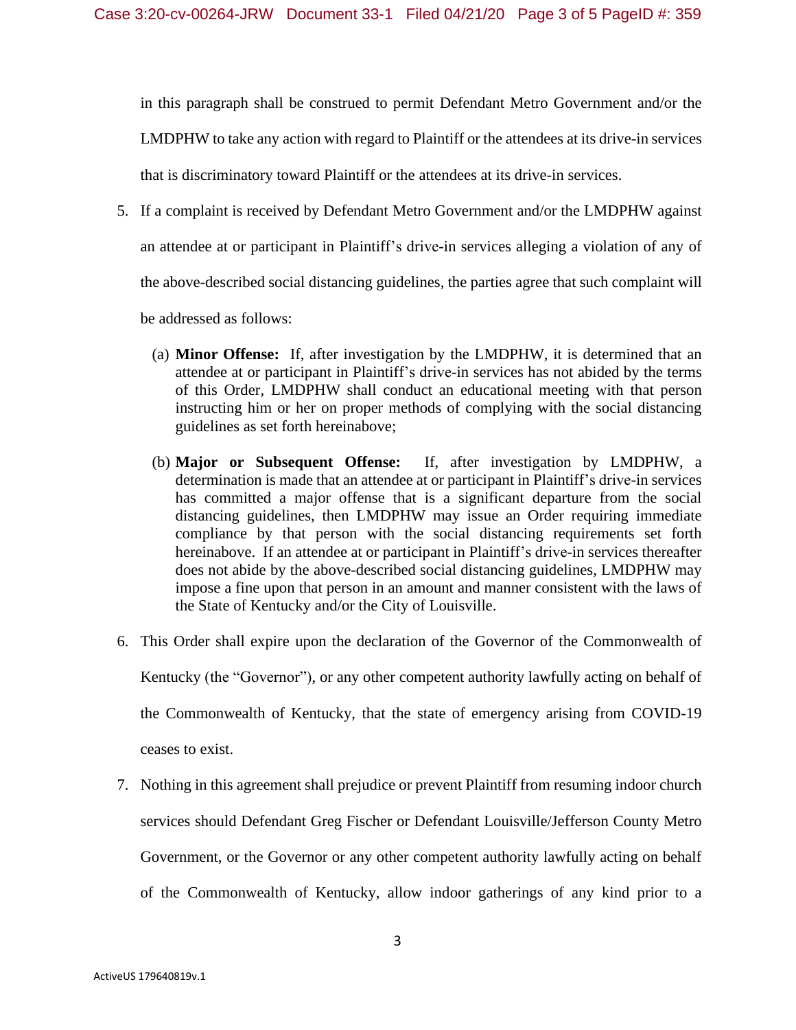in this paragraph shall be construed to permit Defendant Metro Government and/or the LMDPHW to take any action with regard to Plaintiff or the attendees at its drive-in services that is discriminatory toward Plaintiff or the attendees at its drive-in services.

5. If a complaint is received by Defendant Metro Government and/or the LMDPHW against an attendee at or participant in Plaintiff's drive-in services alleging a violation of any of the above-described social distancing guidelines, the parties agree that such complaint will be addressed as follows:

   (a) **Minor Offense:** If, after investigation by the LMDPHW, it is determined that an attendee at or participant in Plaintiff's drive-in services has not abided by the terms of this Order, LMDPHW shall conduct an educational meeting with that person instructing him or her on proper methods of complying with the social distancing guidelines as set forth hereinabove;

   (b) **Major or Subsequent Offense:** If, after investigation by LMDPHW, a determination is made that an attendee at or participant in Plaintiff's drive-in services has committed a major offense that is a significant departure from the social distancing guidelines, then LMDPHW may issue an Order requiring immediate compliance by that person with the social distancing requirements set forth hereinabove. If an attendee at or participant in Plaintiff's drive-in services thereafter does not abide by the above-described social distancing guidelines, LMDPHW may impose a fine upon that person in an amount and manner consistent with the laws of the State of Kentucky and/or the City of Louisville.

6. This Order shall expire upon the declaration of the Governor of the Commonwealth of Kentucky (the "Governor"), or any other competent authority lawfully acting on behalf of the Commonwealth of Kentucky, that the state of emergency arising from COVID-19 ceases to exist.

7. Nothing in this agreement shall prejudice or prevent Plaintiff from resuming indoor church services should Defendant Greg Fischer or Defendant Louisville/Jefferson County Metro Government, or the Governor or any other competent authority lawfully acting on behalf of the Commonwealth of Kentucky, allow indoor gatherings of any kind prior to a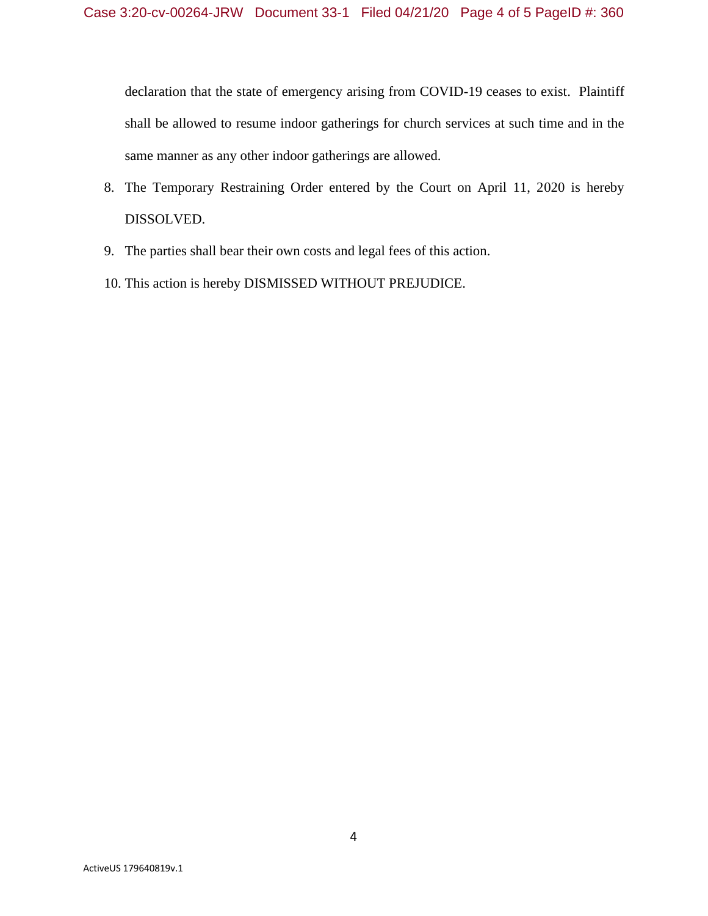declaration that the state of emergency arising from COVID-19 ceases to exist. Plaintiff shall be allowed to resume indoor gatherings for church services at such time and in the same manner as any other indoor gatherings are allowed.

8. The Temporary Restraining Order entered by the Court on April 11, 2020 is hereby DISSOLVED.
9. The parties shall bear their own costs and legal fees of this action.
10. This action is hereby DISMISSED WITHOUT PREJUDICE.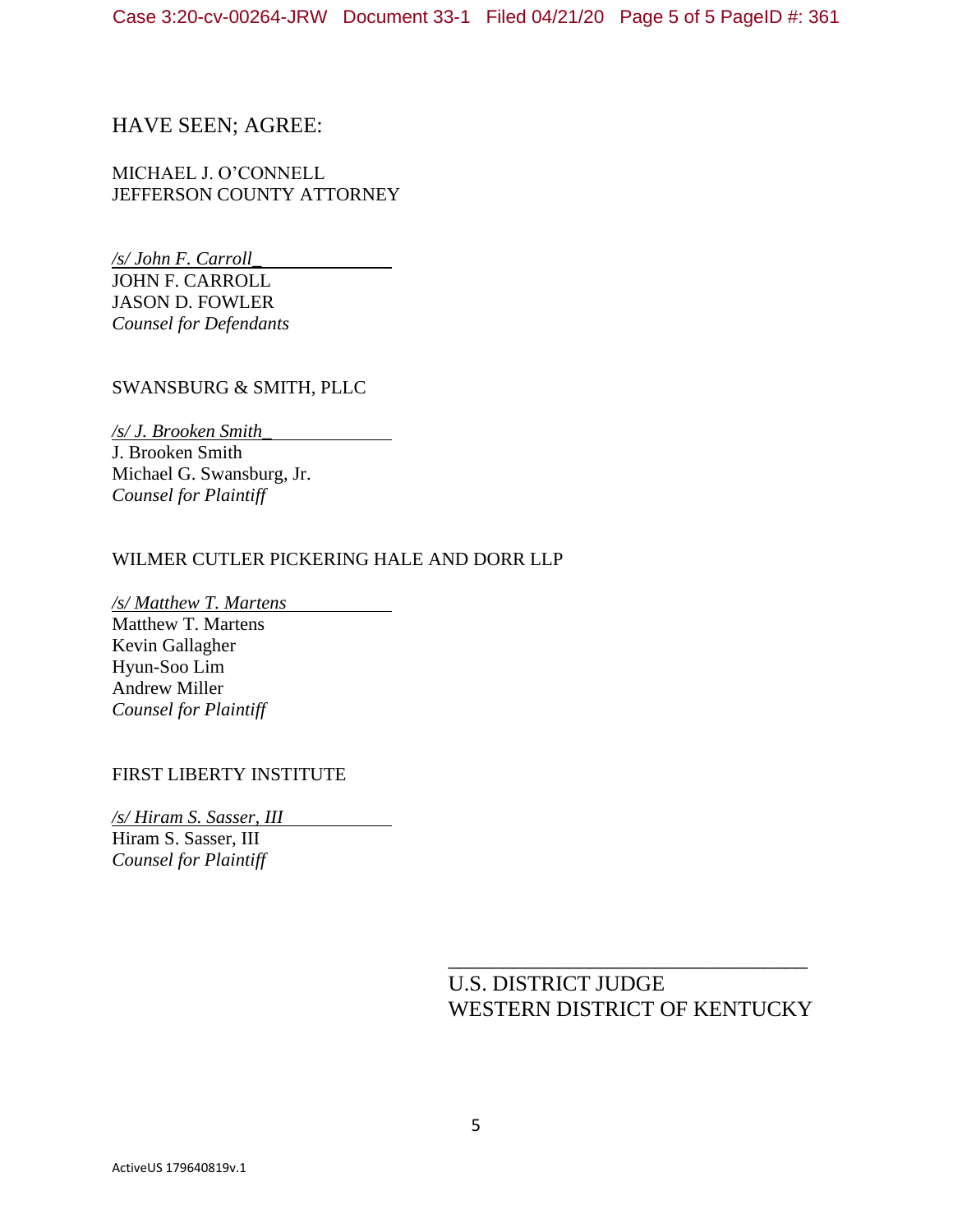HAVE SEEN; AGREE:

MICHAEL J. O'CONNELL
JEFFERSON COUNTY ATTORNEY

*/s/ John F. Carroll*
JOHN F. CARROLL
JASON D. FOWLER
*Counsel for Defendants*

SWANSBURG & SMITH, PLLC

*/s/ J. Brooken Smith*
J. Brooken Smith
Michael G. Swansburg, Jr.
*Counsel for Plaintiff*

WILMER CUTLER PICKERING HALE AND DORR LLP

*/s/ Matthew T. Martens*
Matthew T. Martens
Kevin Gallagher
Hyun-Soo Lim
Andrew Miller
*Counsel for Plaintiff*

FIRST LIBERTY INSTITUTE

*/s/ Hiram S. Sasser, III*
Hiram S. Sasser, III
*Counsel for Plaintiff*

\_\_\_\_\_\_\_\_\_\_\_\_\_\_\_\_\_\_\_\_\_\_\_\_\_\_\_\_\_\_\_\_\_\_\_
U.S. DISTRICT JUDGE
WESTERN DISTRICT OF KENTUCKY

ActiveUS 179640819v.1